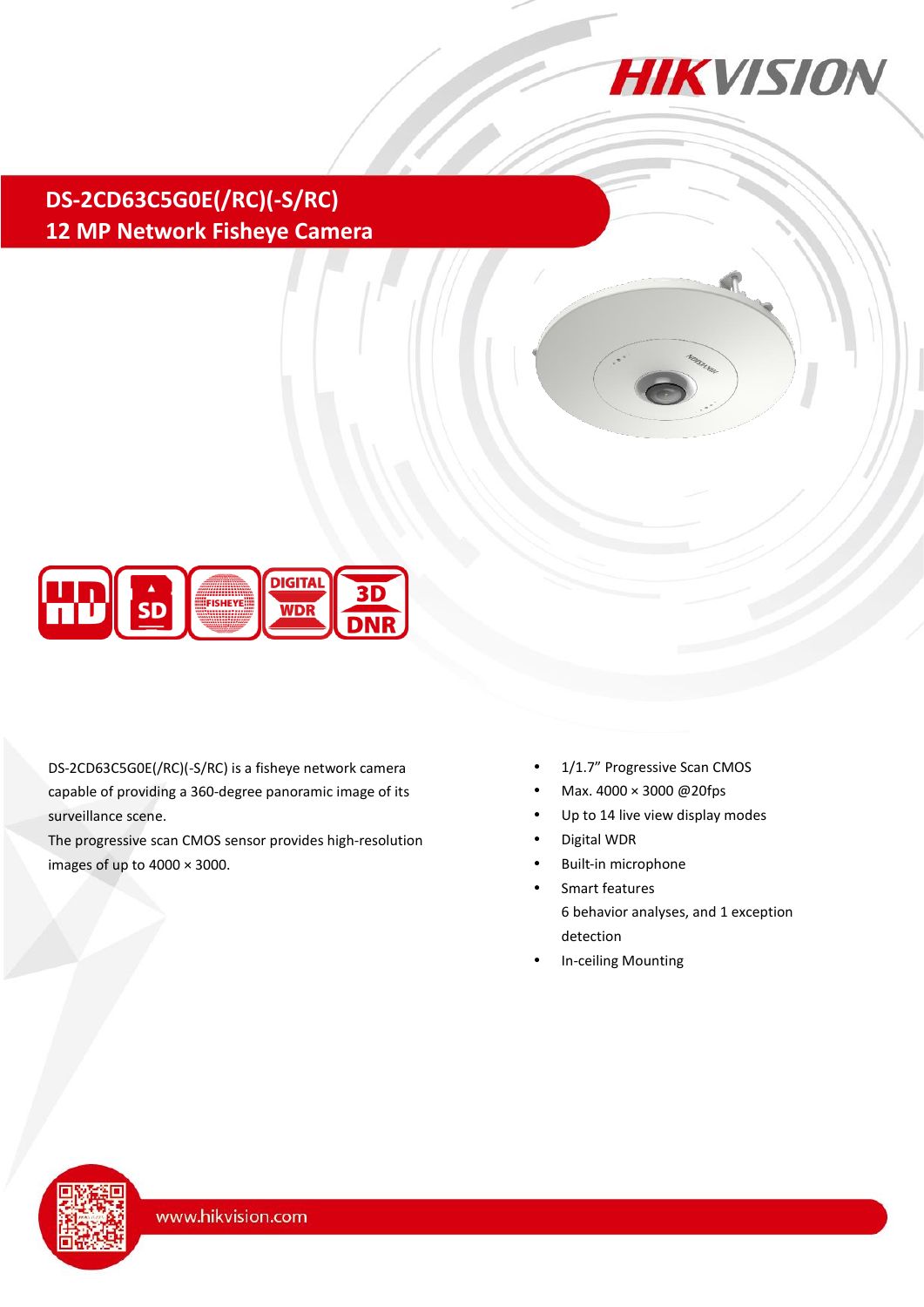# DS-2CD63C5G0E(/RC)(-S/RC)
## 12 MP Network Fisheye Camera

DS-2CD63C5G0E(/RC)(-S/RC) is a fisheye network camera capable of providing a 360-degree panoramic image of its surveillance scene.
The progressive scan CMOS sensor provides high-resolution images of up to 4000 × 3000.

- 1/1.7" Progressive Scan CMOS
- Max. 4000 × 3000 @20fps
- Up to 14 live view display modes
- Digital WDR
- Built-in microphone
- Smart features
  6 behavior analyses, and 1 exception detection
- In-ceiling Mounting

www.hikvision.com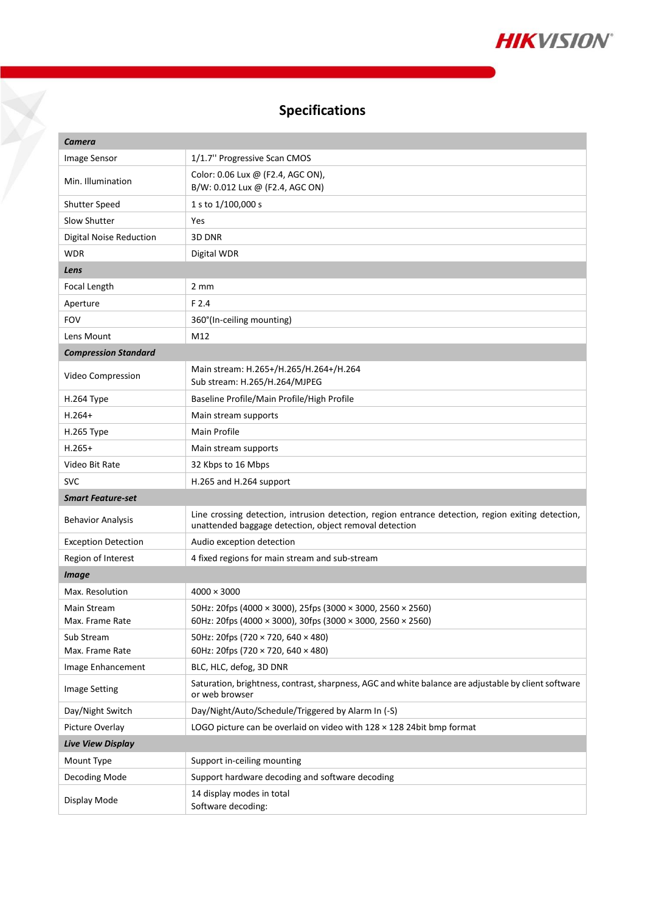## Specifications

| **Camera** | |
|---|---|
| Image Sensor | 1/1.7'' Progressive Scan CMOS |
| Min. Illumination | Color: 0.06 Lux @ (F2.4, AGC ON),<br>B/W: 0.012 Lux @ (F2.4, AGC ON) |
| Shutter Speed | 1 s to 1/100,000 s |
| Slow Shutter | Yes |
| Digital Noise Reduction | 3D DNR |
| WDR | Digital WDR |
| **Lens** | |
| Focal Length | 2 mm |
| Aperture | F 2.4 |
| FOV | 360°(In-ceiling mounting) |
| Lens Mount | M12 |
| **Compression Standard** | |
| Video Compression | Main stream: H.265+/H.265/H.264+/H.264<br>Sub stream: H.265/H.264/MJPEG |
| H.264 Type | Baseline Profile/Main Profile/High Profile |
| H.264+ | Main stream supports |
| H.265 Type | Main Profile |
| H.265+ | Main stream supports |
| Video Bit Rate | 32 Kbps to 16 Mbps |
| SVC | H.265 and H.264 support |
| **Smart Feature-set** | |
| Behavior Analysis | Line crossing detection, intrusion detection, region entrance detection, region exiting detection, unattended baggage detection, object removal detection |
| Exception Detection | Audio exception detection |
| Region of Interest | 4 fixed regions for main stream and sub-stream |
| **Image** | |
| Max. Resolution | 4000 × 3000 |
| Main Stream<br>Max. Frame Rate | 50Hz: 20fps (4000 × 3000), 25fps (3000 × 3000, 2560 × 2560)<br>60Hz: 20fps (4000 × 3000), 30fps (3000 × 3000, 2560 × 2560) |
| Sub Stream<br>Max. Frame Rate | 50Hz: 20fps (720 × 720, 640 × 480)<br>60Hz: 20fps (720 × 720, 640 × 480) |
| Image Enhancement | BLC, HLC, defog, 3D DNR |
| Image Setting | Saturation, brightness, contrast, sharpness, AGC and white balance are adjustable by client software or web browser |
| Day/Night Switch | Day/Night/Auto/Schedule/Triggered by Alarm In (-S) |
| Picture Overlay | LOGO picture can be overlaid on video with 128 × 128 24bit bmp format |
| **Live View Display** | |
| Mount Type | Support in-ceiling mounting |
| Decoding Mode | Support hardware decoding and software decoding |
| Display Mode | 14 display modes in total<br>Software decoding: |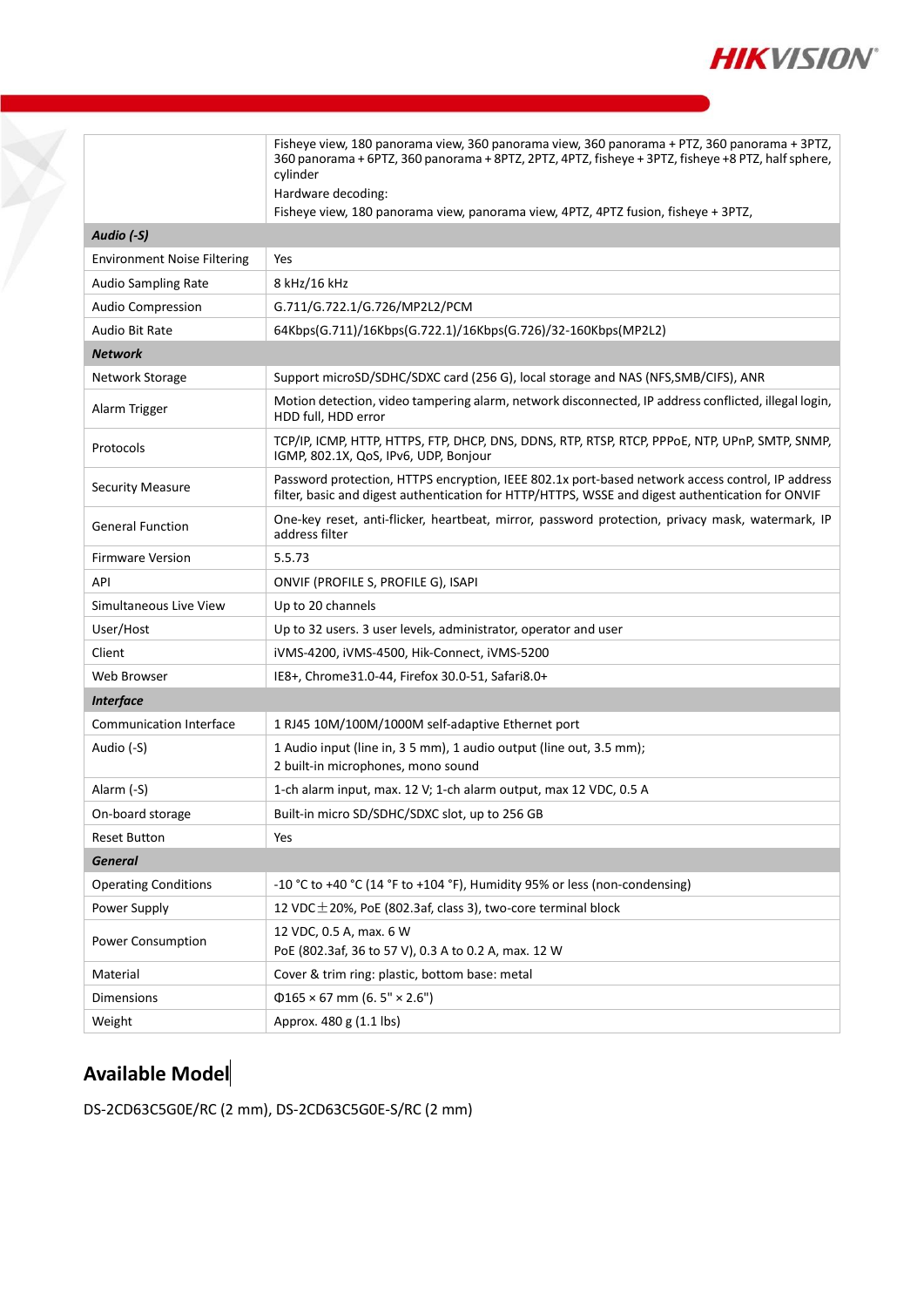| | |
|---|---|
| | Fisheye view, 180 panorama view, 360 panorama view, 360 panorama + PTZ, 360 panorama + 3PTZ, 360 panorama + 6PTZ, 360 panorama + 8PTZ, 2PTZ, 4PTZ, fisheye + 3PTZ, fisheye +8 PTZ, half sphere, cylinder<br>Hardware decoding:<br>Fisheye view, 180 panorama view, panorama view, 4PTZ, 4PTZ fusion, fisheye + 3PTZ, |
| ***Audio (-S)*** | |
| Environment Noise Filtering | Yes |
| Audio Sampling Rate | 8 kHz/16 kHz |
| Audio Compression | G.711/G.722.1/G.726/MP2L2/PCM |
| Audio Bit Rate | 64Kbps(G.711)/16Kbps(G.722.1)/16Kbps(G.726)/32-160Kbps(MP2L2) |
| ***Network*** | |
| Network Storage | Support microSD/SDHC/SDXC card (256 G), local storage and NAS (NFS,SMB/CIFS), ANR |
| Alarm Trigger | Motion detection, video tampering alarm, network disconnected, IP address conflicted, illegal login, HDD full, HDD error |
| Protocols | TCP/IP, ICMP, HTTP, HTTPS, FTP, DHCP, DNS, DDNS, RTP, RTSP, RTCP, PPPoE, NTP, UPnP, SMTP, SNMP, IGMP, 802.1X, QoS, IPv6, UDP, Bonjour |
| Security Measure | Password protection, HTTPS encryption, IEEE 802.1x port-based network access control, IP address filter, basic and digest authentication for HTTP/HTTPS, WSSE and digest authentication for ONVIF |
| General Function | One-key reset, anti-flicker, heartbeat, mirror, password protection, privacy mask, watermark, IP address filter |
| Firmware Version | 5.5.73 |
| API | ONVIF (PROFILE S, PROFILE G), ISAPI |
| Simultaneous Live View | Up to 20 channels |
| User/Host | Up to 32 users. 3 user levels, administrator, operator and user |
| Client | iVMS-4200, iVMS-4500, Hik-Connect, iVMS-5200 |
| Web Browser | IE8+, Chrome31.0-44, Firefox 30.0-51, Safari8.0+ |
| ***Interface*** | |
| Communication Interface | 1 RJ45 10M/100M/1000M self-adaptive Ethernet port |
| Audio (-S) | 1 Audio input (line in, 3 5 mm), 1 audio output (line out, 3.5 mm);<br>2 built-in microphones, mono sound |
| Alarm (-S) | 1-ch alarm input, max. 12 V; 1-ch alarm output, max 12 VDC, 0.5 A |
| On-board storage | Built-in micro SD/SDHC/SDXC slot, up to 256 GB |
| Reset Button | Yes |
| ***General*** | |
| Operating Conditions | -10 °C to +40 °C (14 °F to +104 °F), Humidity 95% or less (non-condensing) |
| Power Supply | 12 VDC±20%, PoE (802.3af, class 3), two-core terminal block |
| Power Consumption | 12 VDC, 0.5 A, max. 6 W<br>PoE (802.3af, 36 to 57 V), 0.3 A to 0.2 A, max. 12 W |
| Material | Cover & trim ring: plastic, bottom base: metal |
| Dimensions | Φ165 × 67 mm (6. 5" × 2.6") |
| Weight | Approx. 480 g (1.1 lbs) |

## Available Model

DS-2CD63C5G0E/RC (2 mm), DS-2CD63C5G0E-S/RC (2 mm)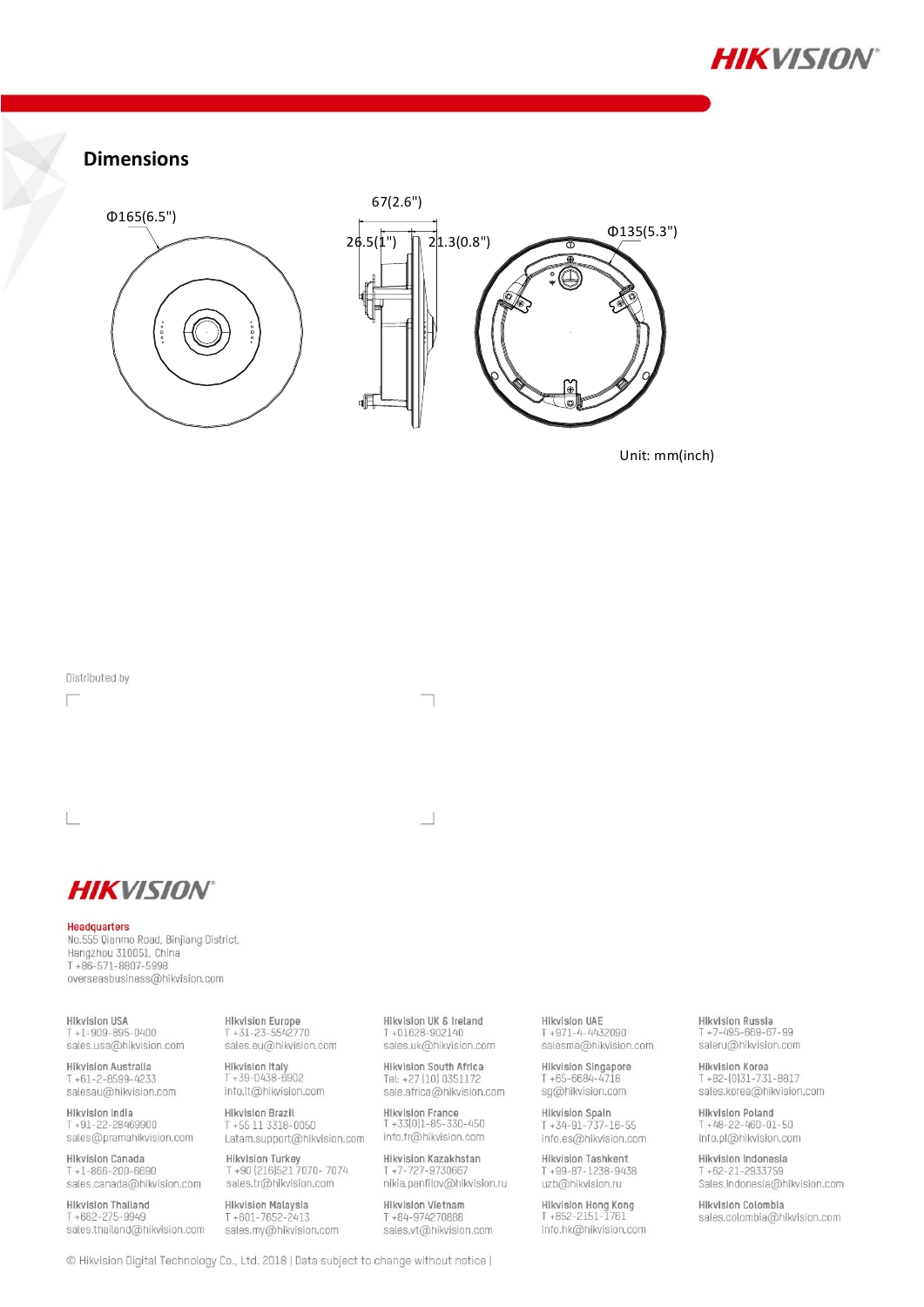## Dimensions

Φ165(6.5")

67(2.6")

26.5(1")

21.3(0.8")

Φ135(5.3")

Unit: mm(inch)

Distributed by

**Headquarters**
No.555 Qianmo Road, Binjiang District,
Hangzhou 310051, China
T +86-571-8807-5998
overseasbusiness@hikvision.com

**Hikvision USA**
T +1-909-895-0400
sales.usa@hikvision.com

**Hikvision Australia**
T +61-2-8599-4233
salesau@hikvision.com

**Hikvision India**
T +91-22-28469900
sales@pramahikvision.com

**Hikvision Canada**
T +1-866-200-6690
sales.canada@hikvision.com

**Hikvision Thailand**
T +662-275-9949
sales.thailand@hikvision.com

**Hikvision Europe**
T +31-23-5542770
sales.eu@hikvision.com

**Hikvision Italy**
T +39-0438-6902
info.it@hikvision.com

**Hikvision Brazil**
T +55 11 3318-0050
Latam.support@hikvision.com

**Hikvision Turkey**
T +90 (216)521 7070- 7074
sales.tr@hikvision.com

**Hikvision Malaysia**
T +601-7652-2413
sales.my@hikvision.com

**Hikvision UK & Ireland**
T +01628-902140
sales.uk@hikvision.com

**Hikvision South Africa**
Tel: +27 (10) 0351172
sale.africa@hikvision.com

**Hikvision France**
T +33(0)1-85-330-450
info.fr@hikvision.com

**Hikvision Kazakhstan**
T +7-727-9730667
nikia.panfilov@hikvision.ru

**Hikvision Vietnam**
T +84-974270888
sales.vt@hikvision.com

**Hikvision UAE**
T +971-4-4432090
salesme@hikvision.com

**Hikvision Singapore**
T +65-6684-4718
sg@hikvision.com

**Hikvision Spain**
T +34-91-737-16-55
info.es@hikvision.com

**Hikvision Tashkent**
T +99-87-1238-9438
uzb@hikvision.ru

**Hikvision Hong Kong**
T +852-2151-1761
info.hk@hikvision.com

**Hikvision Russia**
T +7-495-669-67-99
saleru@hikvision.com

**Hikvision Korea**
T +82-(0)31-731-8817
sales.korea@hikvision.com

**Hikvision Poland**
T +48-22-460-01-50
info.pl@hikvision.com

**Hikvision Indonesia**
T +62-21-2933759
Sales.Indonesia@hikvision.com

**Hikvision Colombia**
sales.colombia@hikvision.com

© Hikvision Digital Technology Co., Ltd. 2018 | Data subject to change without notice |